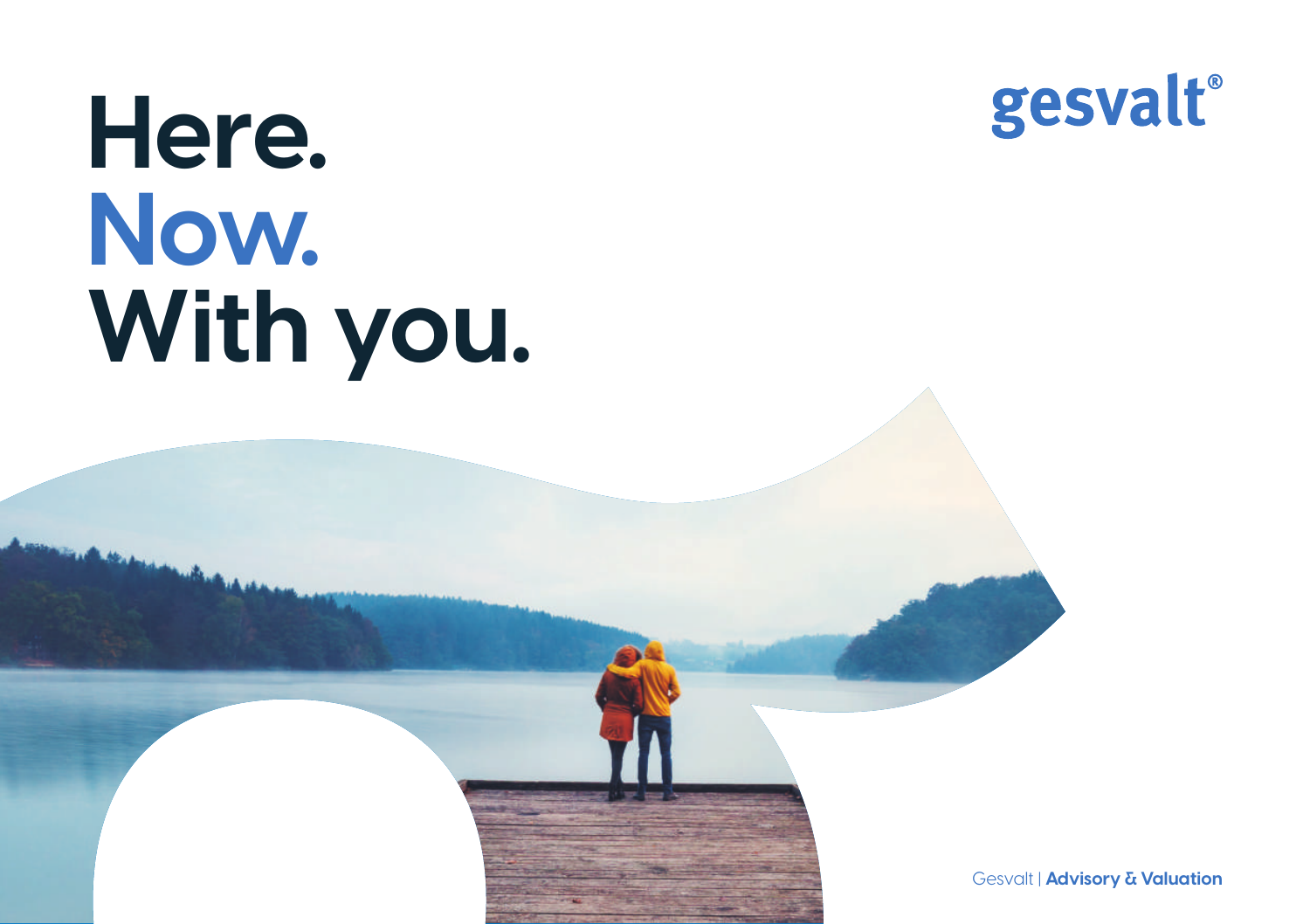# Here.
# Now.
# With you.

gesvalt®

Gesvalt | **Advisory & Valuation**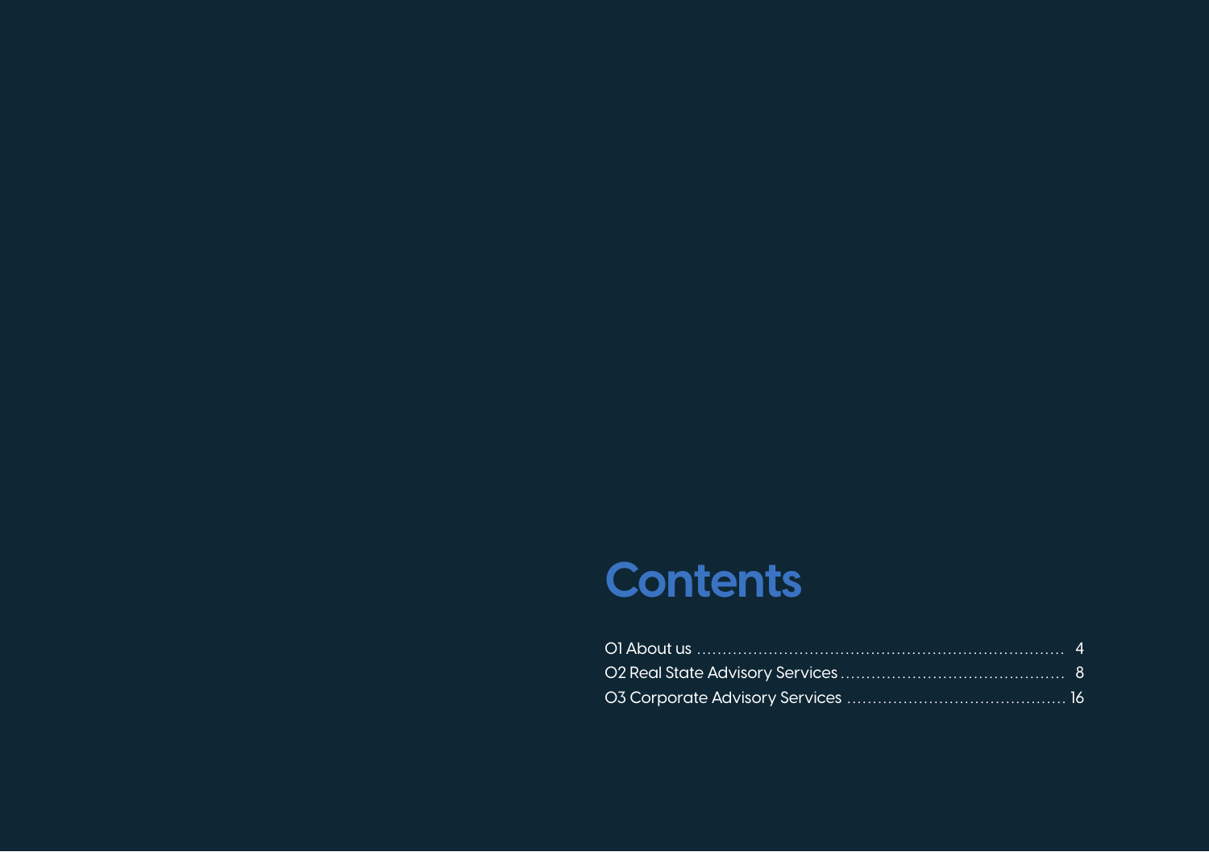# Contents

01 About us ........................................................................ 4
02 Real State Advisory Services .......................................... 8
03 Corporate Advisory Services ......................................... 16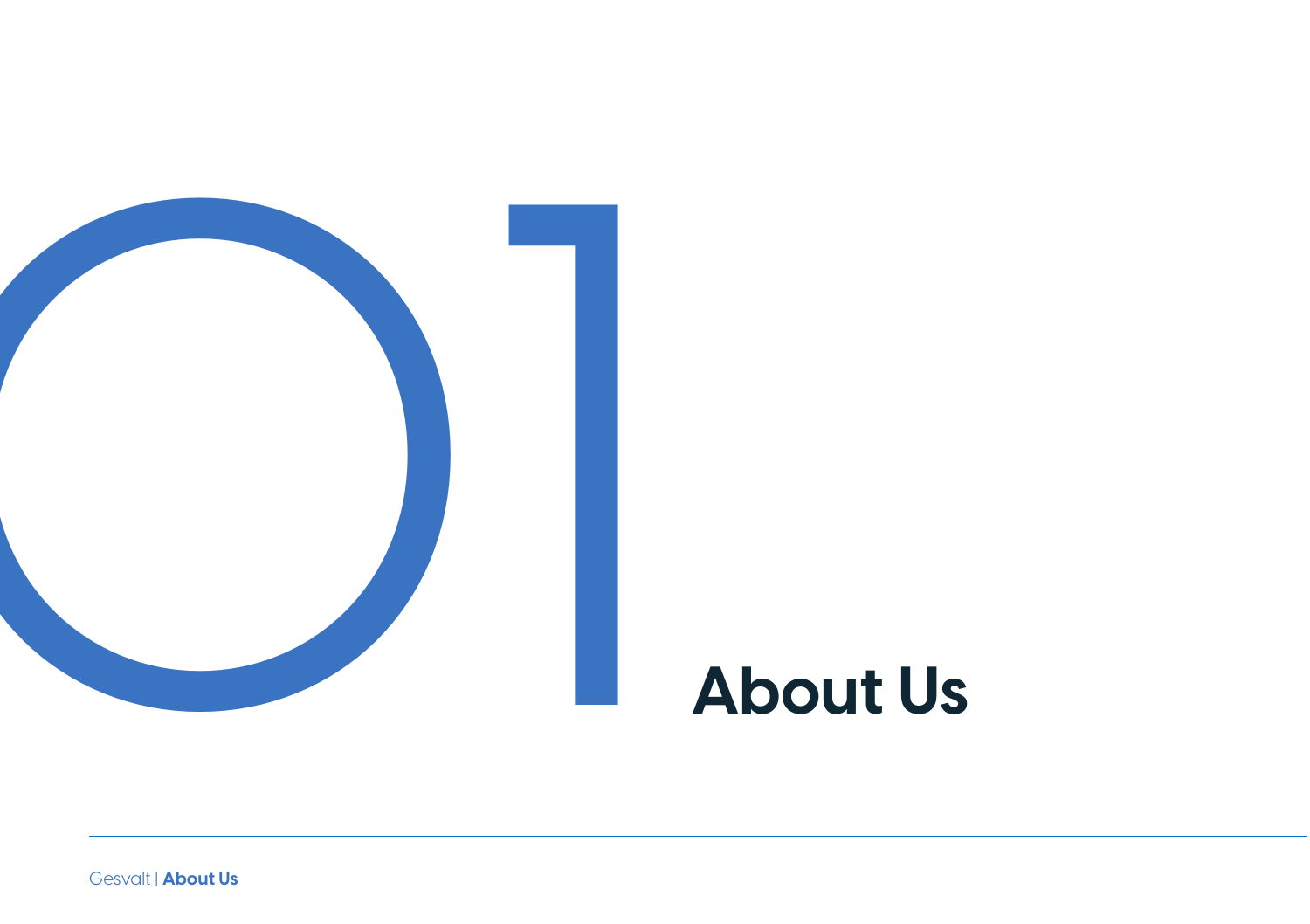# 01 About Us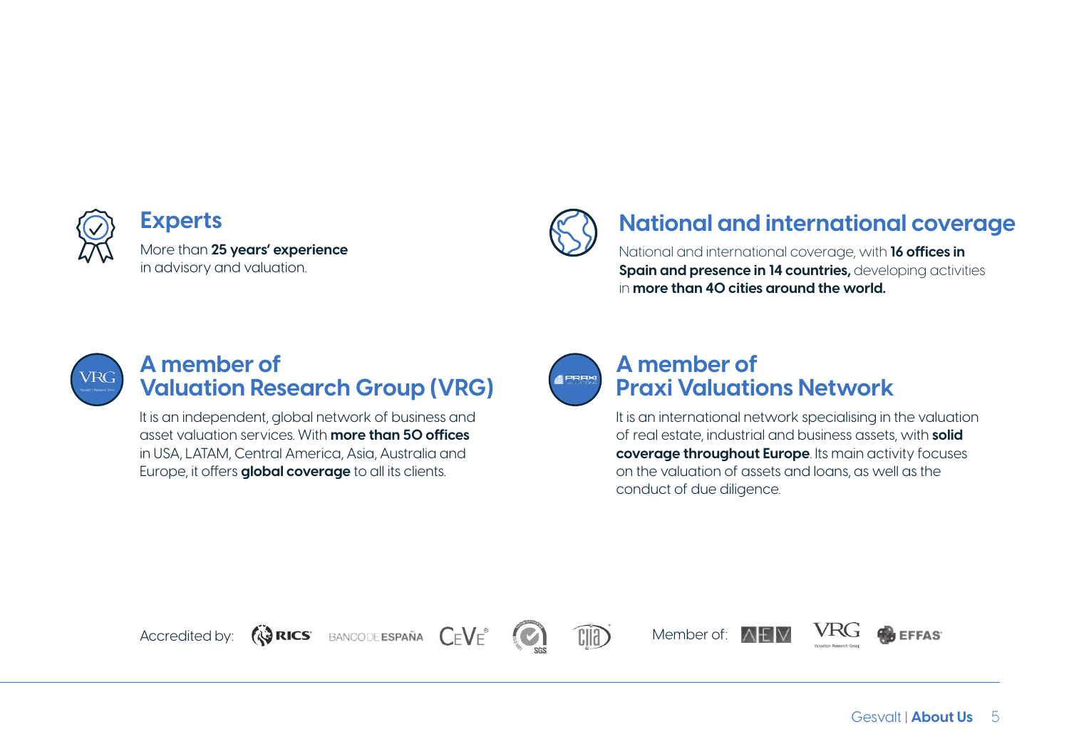## Experts

More than **25 years' experience** in advisory and valuation.

## National and international coverage

National and international coverage, with **16 offices in Spain and presence in 14 countries,** developing activities in **more than 40 cities around the world.**

## A member of Valuation Research Group (VRG)

It is an independent, global network of business and asset valuation services. With **more than 50 offices** in USA, LATAM, Central America, Asia, Australia and Europe, it offers **global coverage** to all its clients.

## A member of Praxi Valuations Network

It is an international network specialising in the valuation of real estate, industrial and business assets, with **solid coverage throughout Europe**. Its main activity focuses on the valuation of assets and loans, as well as the conduct of due diligence.

Accredited by: RICS, BANCO DE ESPAÑA, CEVE, SGS, CIIA

Member of: AEV, VRG, EFFAS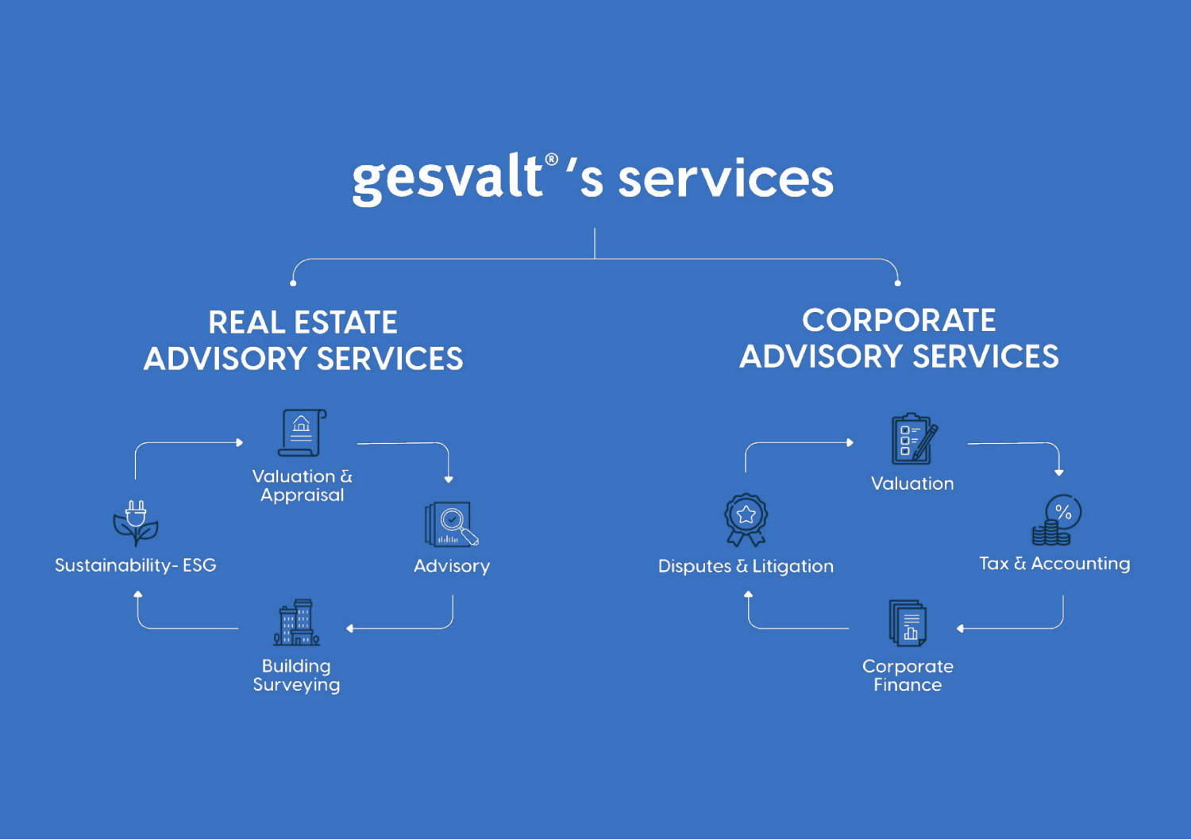# gesvalt®'s services

## REAL ESTATE ADVISORY SERVICES

- Valuation & Appraisal
- Advisory
- Building Surveying
- Sustainability- ESG

## CORPORATE ADVISORY SERVICES

- Valuation
- Tax & Accounting
- Corporate Finance
- Disputes & Litigation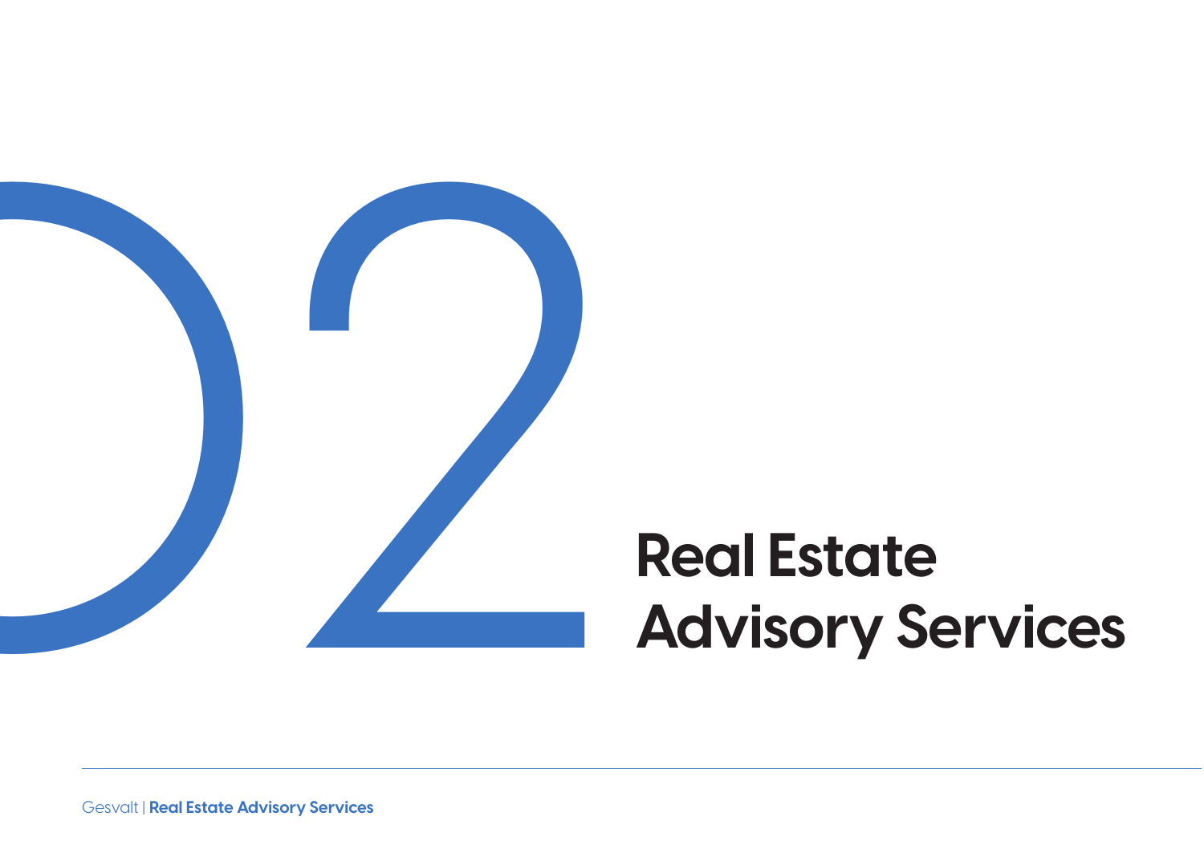# 02

# Real Estate Advisory Services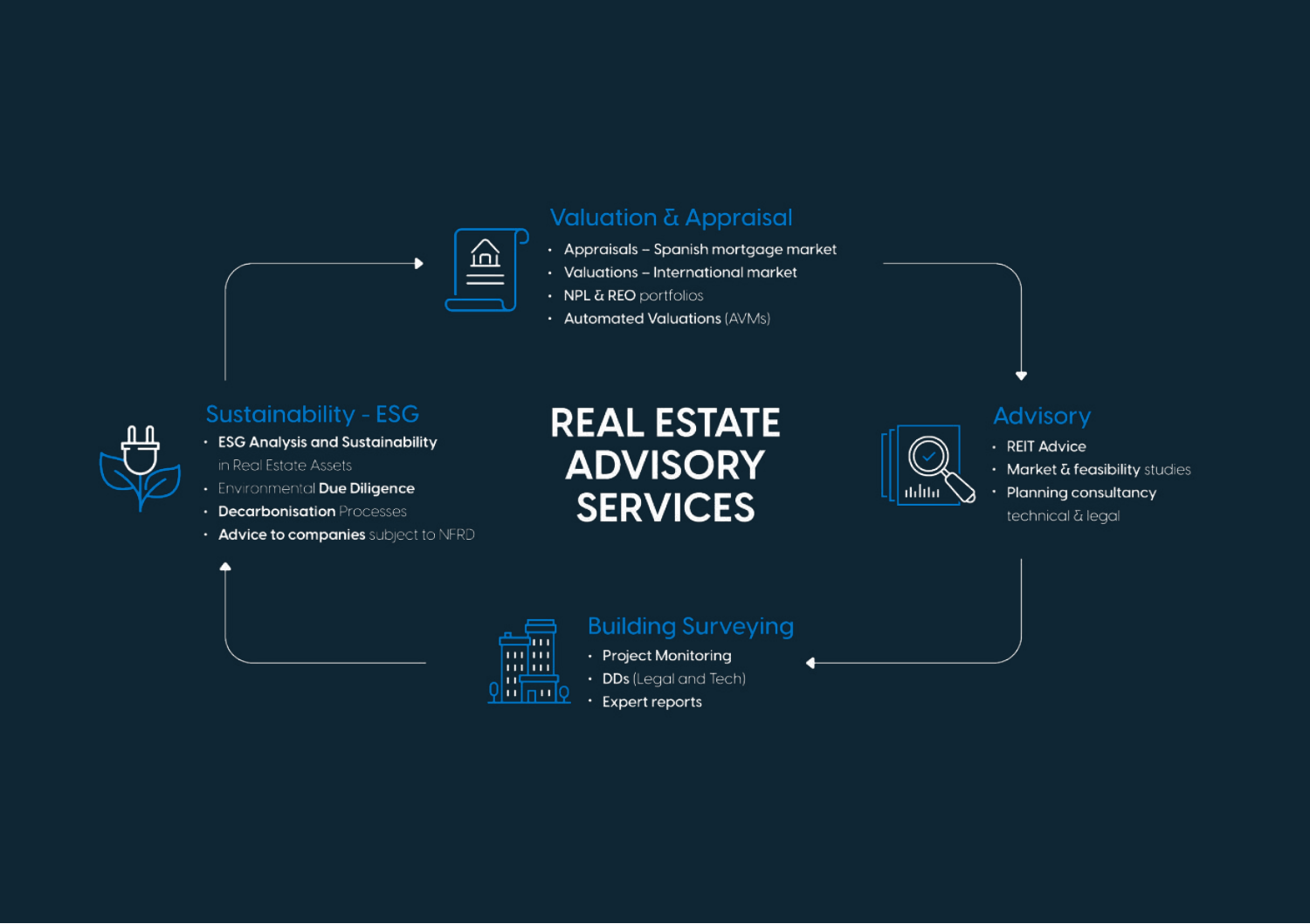# REAL ESTATE ADVISORY SERVICES

## Valuation & Appraisal

- Appraisals – Spanish mortgage market
- Valuations – International market
- NPL & REO portfolios
- Automated Valuations (AVMs)

## Advisory

- REIT Advice
- Market & feasibility studies
- Planning consultancy technical & legal

## Building Surveying

- Project Monitoring
- DDs (Legal and Tech)
- Expert reports

## Sustainability - ESG

- ESG Analysis and Sustainability in Real Estate Assets
- Environmental Due Diligence
- Decarbonisation Processes
- Advice to companies subject to NFRD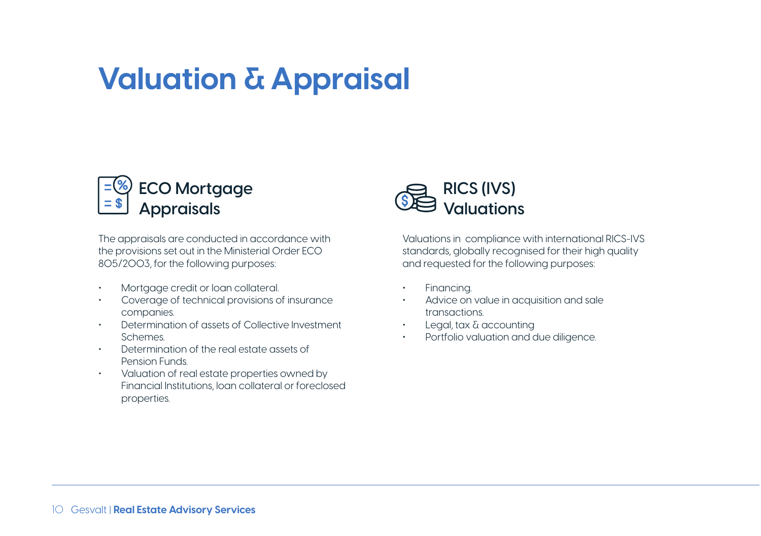# Valuation & Appraisal

## ECO Mortgage Appraisals

The appraisals are conducted in accordance with the provisions set out in the Ministerial Order ECO 805/2003, for the following purposes:

- Mortgage credit or loan collateral.
- Coverage of technical provisions of insurance companies.
- Determination of assets of Collective Investment Schemes.
- Determination of the real estate assets of Pension Funds.
- Valuation of real estate properties owned by Financial Institutions, loan collateral or foreclosed properties.

## RICS (IVS) Valuations

Valuations in compliance with international RICS-IVS standards, globally recognised for their high quality and requested for the following purposes:

- Financing.
- Advice on value in acquisition and sale transactions.
- Legal, tax & accounting
- Portfolio valuation and due diligence.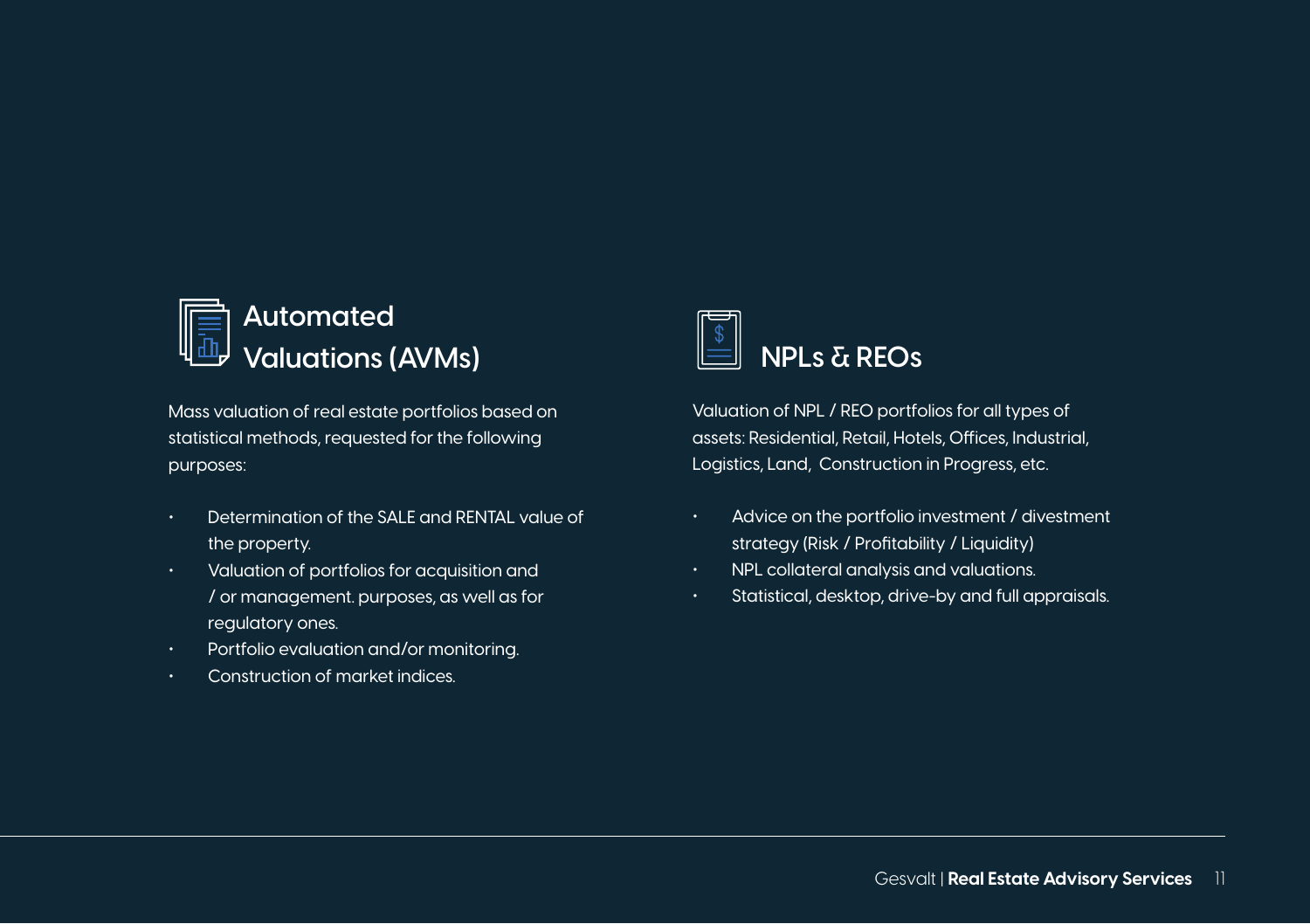## Automated Valuations (AVMs)

Mass valuation of real estate portfolios based on statistical methods, requested for the following purposes:

- Determination of the SALE and RENTAL value of the property.
- Valuation of portfolios for acquisition and / or management. purposes, as well as for regulatory ones.
- Portfolio evaluation and/or monitoring.
- Construction of market indices.

## NPLs & REOs

Valuation of NPL / REO portfolios for all types of assets: Residential, Retail, Hotels, Offices, Industrial, Logistics, Land, Construction in Progress, etc.

- Advice on the portfolio investment / divestment strategy (Risk / Profitability / Liquidity)
- NPL collateral analysis and valuations.
- Statistical, desktop, drive-by and full appraisals.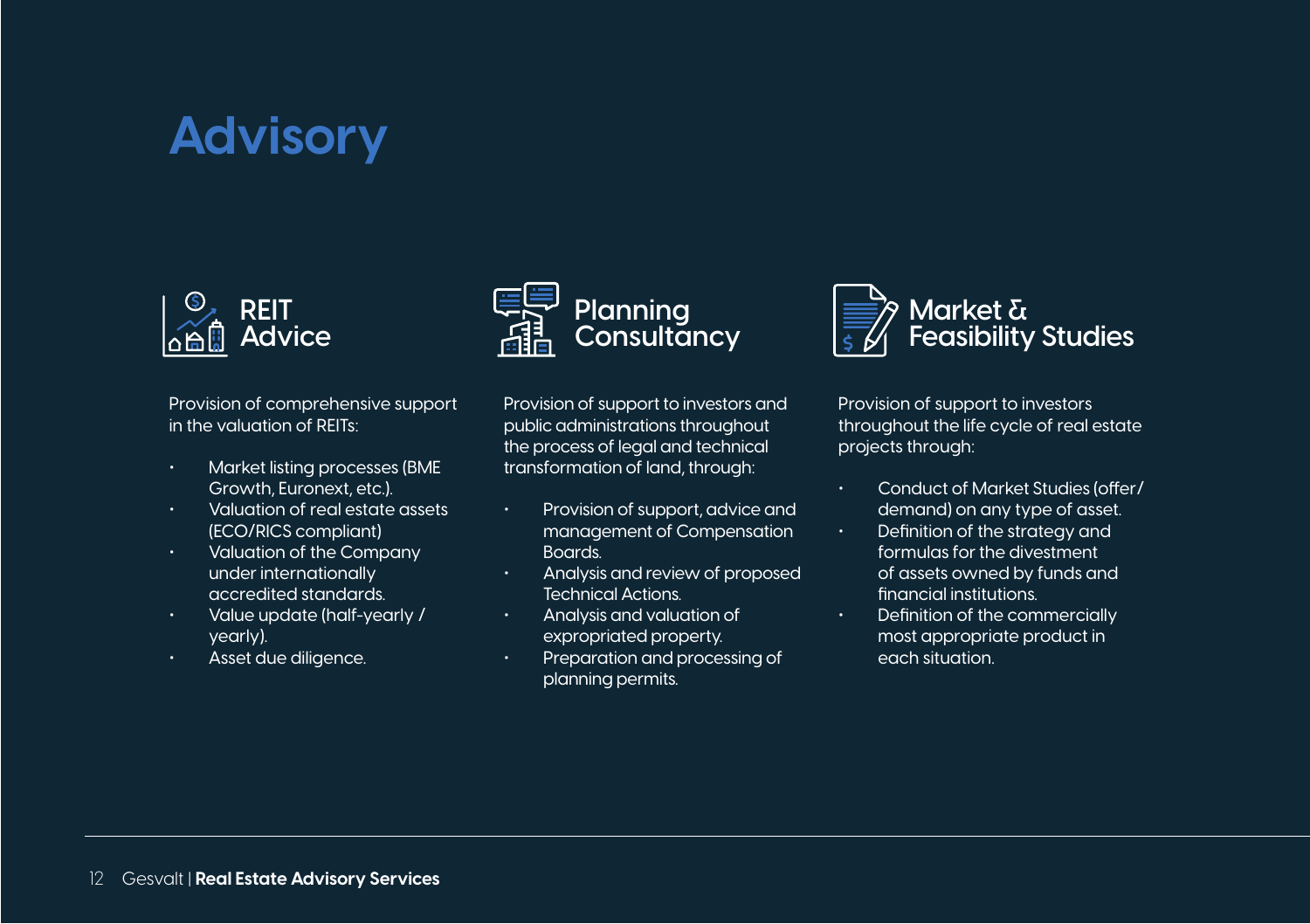# Advisory

## REIT Advice

Provision of comprehensive support in the valuation of REITs:

- Market listing processes (BME Growth, Euronext, etc.).
- Valuation of real estate assets (ECO/RICS compliant)
- Valuation of the Company under internationally accredited standards.
- Value update (half-yearly / yearly).
- Asset due diligence.

## Planning Consultancy

Provision of support to investors and public administrations throughout the process of legal and technical transformation of land, through:

- Provision of support, advice and management of Compensation Boards.
- Analysis and review of proposed Technical Actions.
- Analysis and valuation of expropriated property.
- Preparation and processing of planning permits.

## Market & Feasibility Studies

Provision of support to investors throughout the life cycle of real estate projects through:

- Conduct of Market Studies (offer/ demand) on any type of asset.
- Definition of the strategy and formulas for the divestment of assets owned by funds and financial institutions.
- Definition of the commercially most appropriate product in each situation.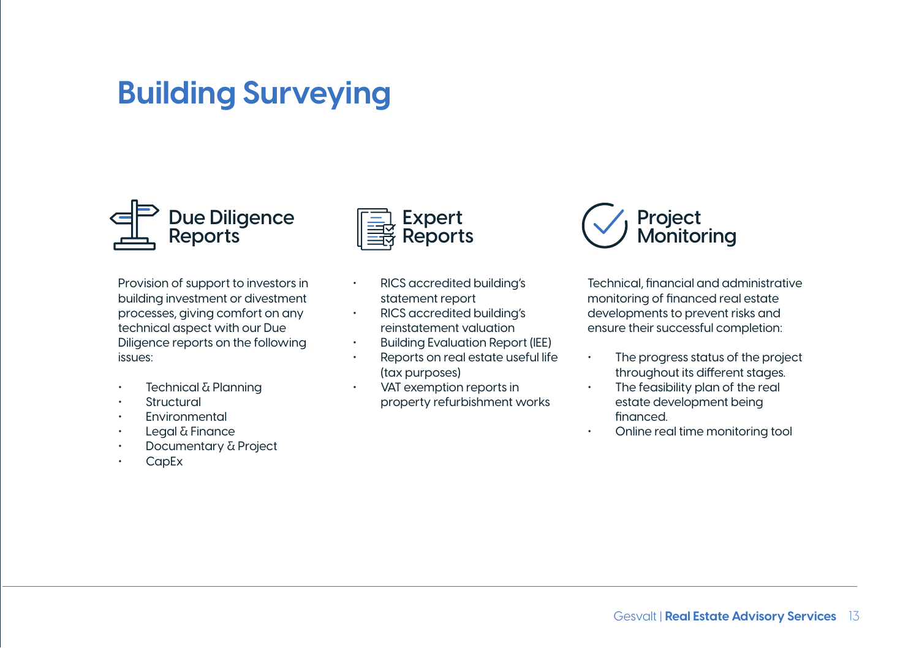# Building Surveying

## Due Diligence Reports

Provision of support to investors in building investment or divestment processes, giving comfort on any technical aspect with our Due Diligence reports on the following issues:

- Technical & Planning
- Structural
- Environmental
- Legal & Finance
- Documentary & Project
- CapEx

## Expert Reports

- RICS accredited building's statement report
- RICS accredited building's reinstatement valuation
- Building Evaluation Report (IEE)
- Reports on real estate useful life (tax purposes)
- VAT exemption reports in property refurbishment works

## Project Monitoring

Technical, financial and administrative monitoring of financed real estate developments to prevent risks and ensure their successful completion:

- The progress status of the project throughout its different stages.
- The feasibility plan of the real estate development being financed.
- Online real time monitoring tool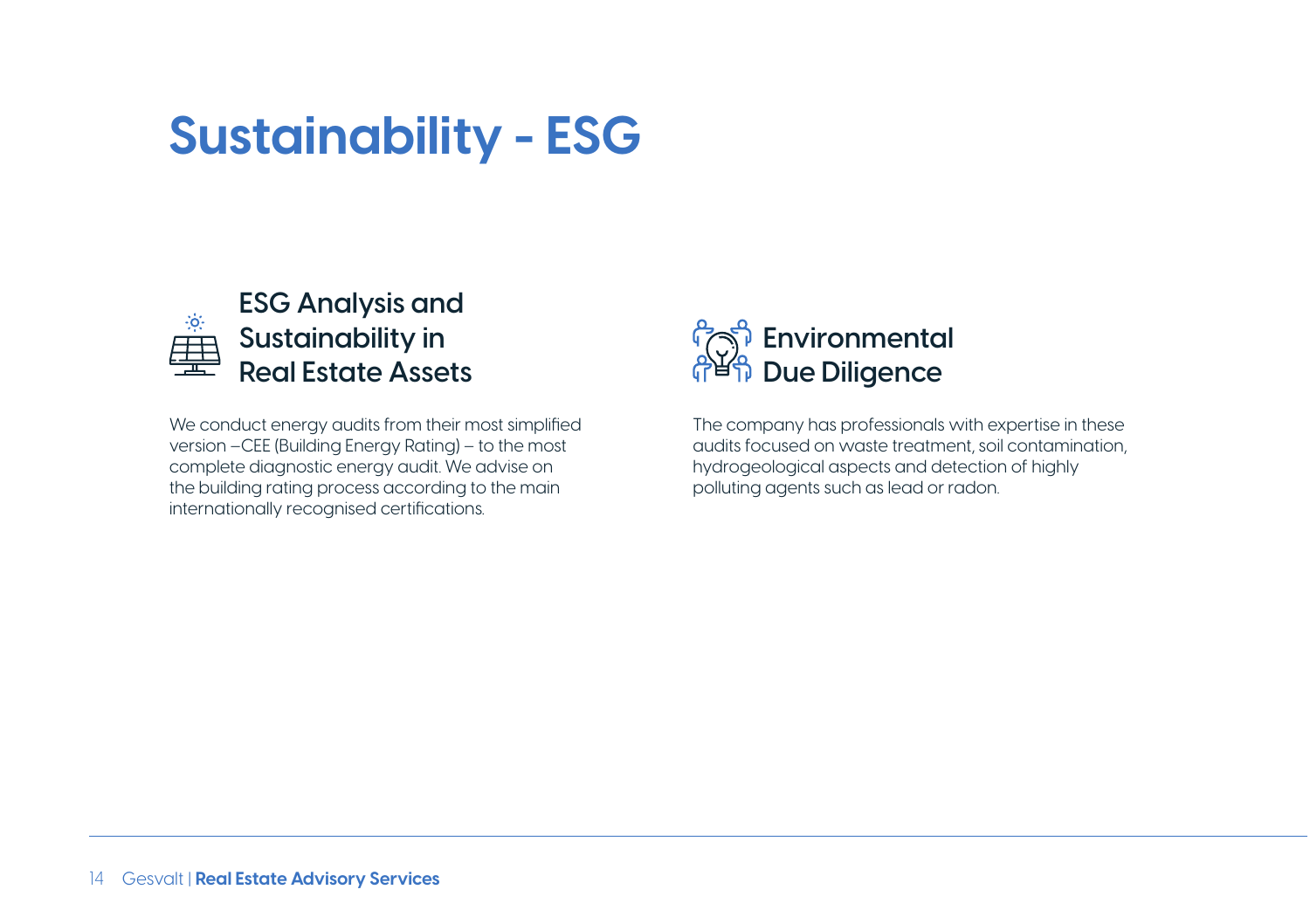# Sustainability - ESG

## ESG Analysis and Sustainability in Real Estate Assets

We conduct energy audits from their most simplified version –CEE (Building Energy Rating) – to the most complete diagnostic energy audit. We advise on the building rating process according to the main internationally recognised certifications.

## Environmental Due Diligence

The company has professionals with expertise in these audits focused on waste treatment, soil contamination, hydrogeological aspects and detection of highly polluting agents such as lead or radon.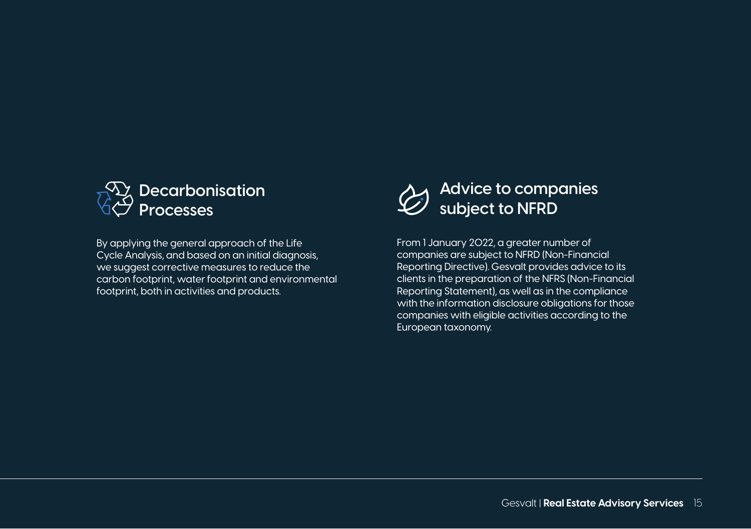## Decarbonisation Processes

By applying the general approach of the Life Cycle Analysis, and based on an initial diagnosis, we suggest corrective measures to reduce the carbon footprint, water footprint and environmental footprint, both in activities and products.

## Advice to companies subject to NFRD

From 1 January 2022, a greater number of companies are subject to NFRD (Non-Financial Reporting Directive). Gesvalt provides advice to its clients in the preparation of the NFRS (Non-Financial Reporting Statement), as well as in the compliance with the information disclosure obligations for those companies with eligible activities according to the European taxonomy.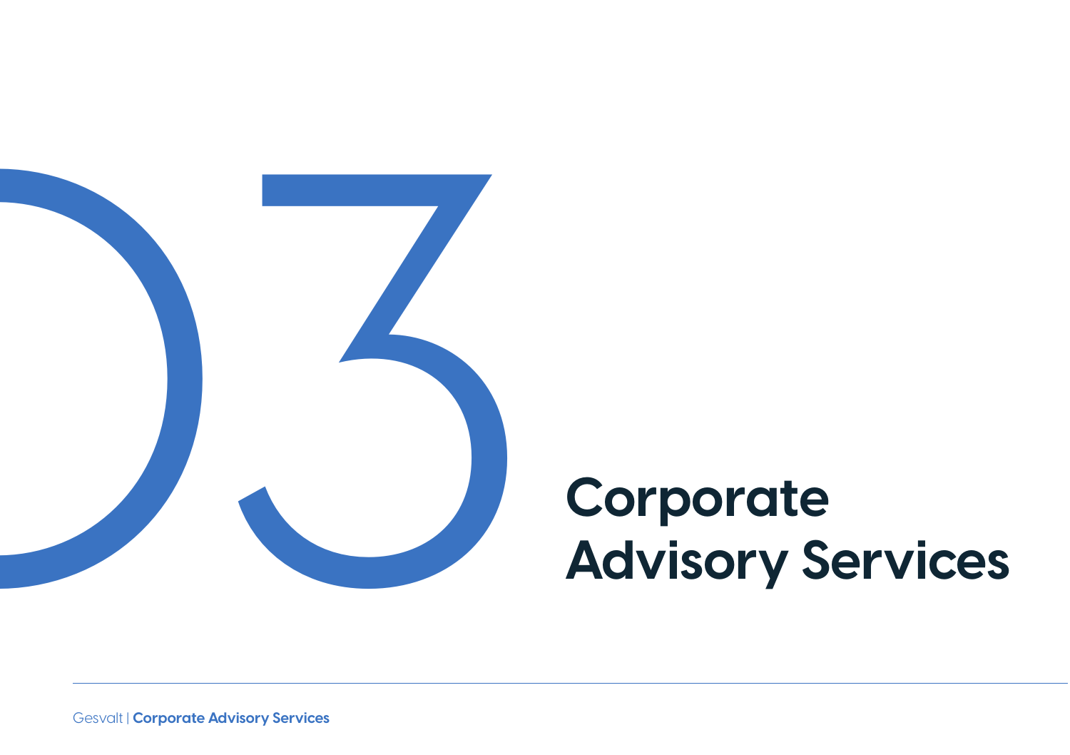03

# Corporate Advisory Services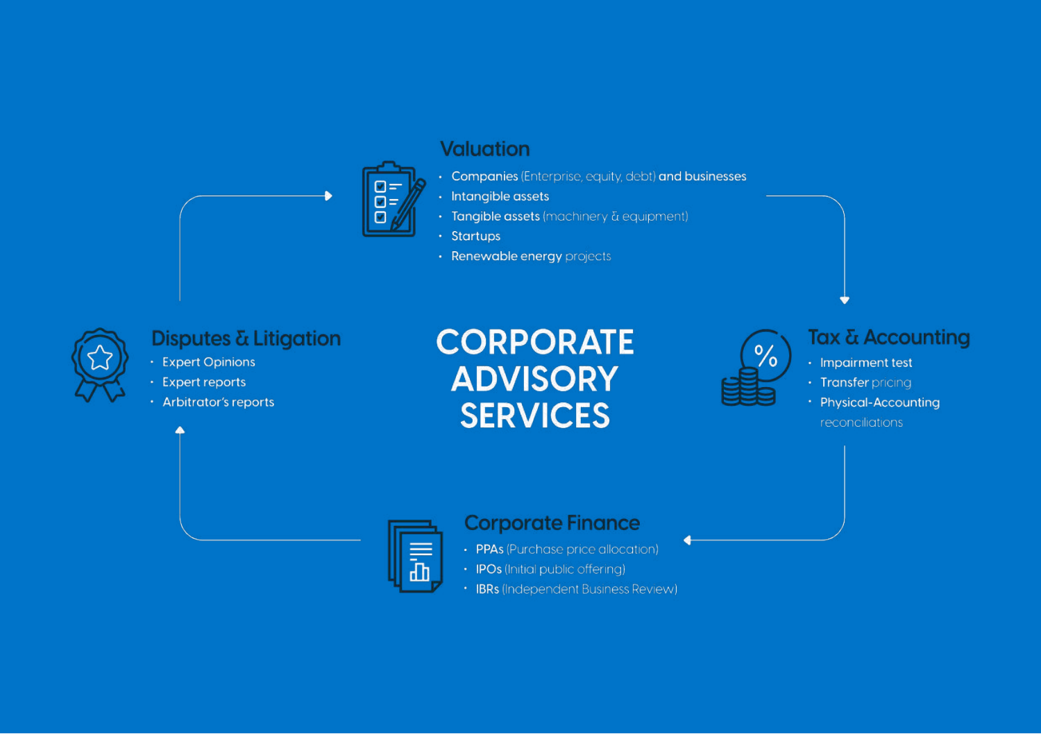# CORPORATE ADVISORY SERVICES

## Valuation

- **Companies** (Enterprise, equity, debt) **and businesses**
- **Intangible assets**
- **Tangible assets** (machinery & equipment)
- **Startups**
- **Renewable energy** projects

## Tax & Accounting

- **Impairment test**
- **Transfer** pricing
- **Physical-Accounting** reconciliations

## Corporate Finance

- **PPAs** (Purchase price allocation)
- **IPOs** (Initial public offering)
- **IBRs** (Independent Business Review)

## Disputes & Litigation

- Expert Opinions
- Expert reports
- Arbitrator's reports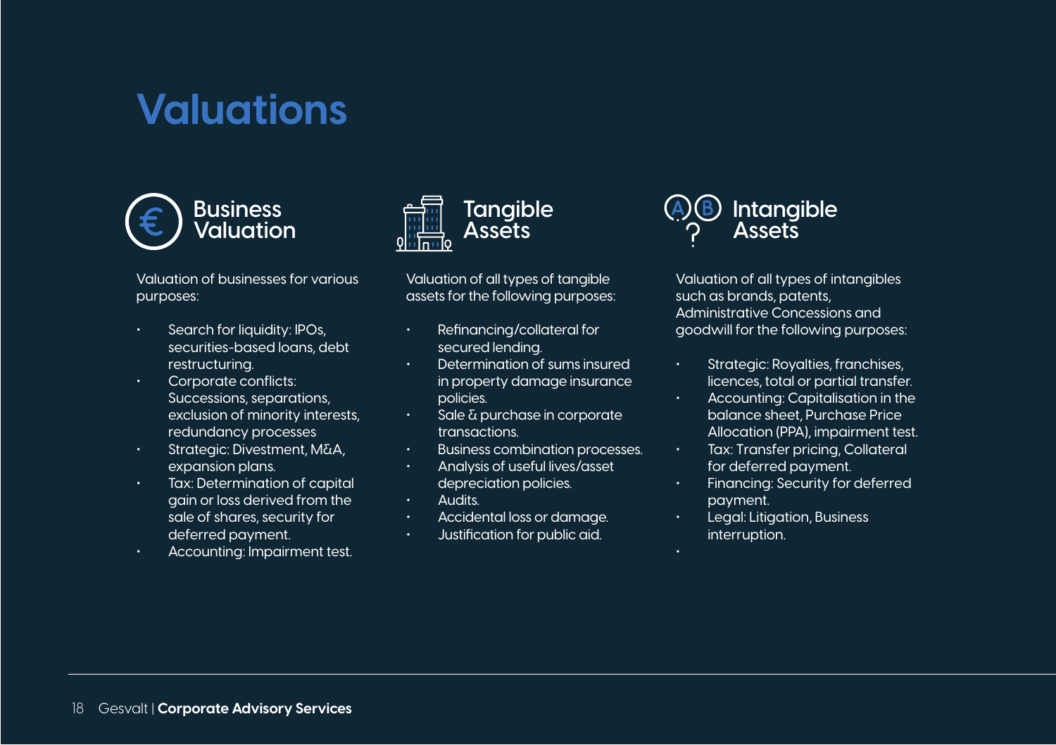# Valuations

## Business Valuation

Valuation of businesses for various purposes:

- Search for liquidity: IPOs, securities-based loans, debt restructuring.
- Corporate conflicts: Successions, separations, exclusion of minority interests, redundancy processes
- Strategic: Divestment, M&A, expansion plans.
- Tax: Determination of capital gain or loss derived from the sale of shares, security for deferred payment.
- Accounting: Impairment test.

## Tangible Assets

Valuation of all types of tangible assets for the following purposes:

- Refinancing/collateral for secured lending.
- Determination of sums insured in property damage insurance policies.
- Sale & purchase in corporate transactions.
- Business combination processes.
- Analysis of useful lives/asset depreciation policies.
- Audits.
- Accidental loss or damage.
- Justification for public aid.

## Intangible Assets

Valuation of all types of intangibles such as brands, patents, Administrative Concessions and goodwill for the following purposes:

- Strategic: Royalties, franchises, licences, total or partial transfer.
- Accounting: Capitalisation in the balance sheet, Purchase Price Allocation (PPA), impairment test.
- Tax: Transfer pricing, Collateral for deferred payment.
- Financing: Security for deferred payment.
- Legal: Litigation, Business interruption.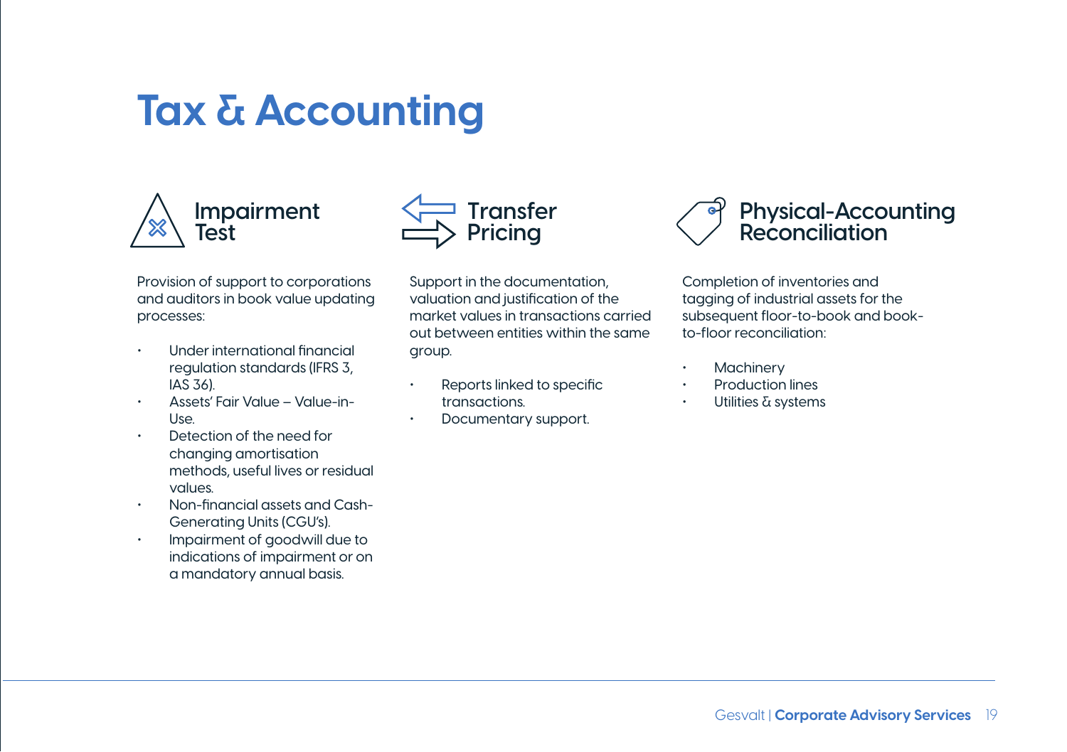# Tax & Accounting

## Impairment Test

Provision of support to corporations and auditors in book value updating processes:

- Under international financial regulation standards (IFRS 3, IAS 36).
- Assets' Fair Value – Value-in-Use.
- Detection of the need for changing amortisation methods, useful lives or residual values.
- Non-financial assets and Cash-Generating Units (CGU's).
- Impairment of goodwill due to indications of impairment or on a mandatory annual basis.

## Transfer Pricing

Support in the documentation, valuation and justification of the market values in transactions carried out between entities within the same group.

- Reports linked to specific transactions.
- Documentary support.

## Physical-Accounting Reconciliation

Completion of inventories and tagging of industrial assets for the subsequent floor-to-book and book-to-floor reconciliation:

- Machinery
- Production lines
- Utilities & systems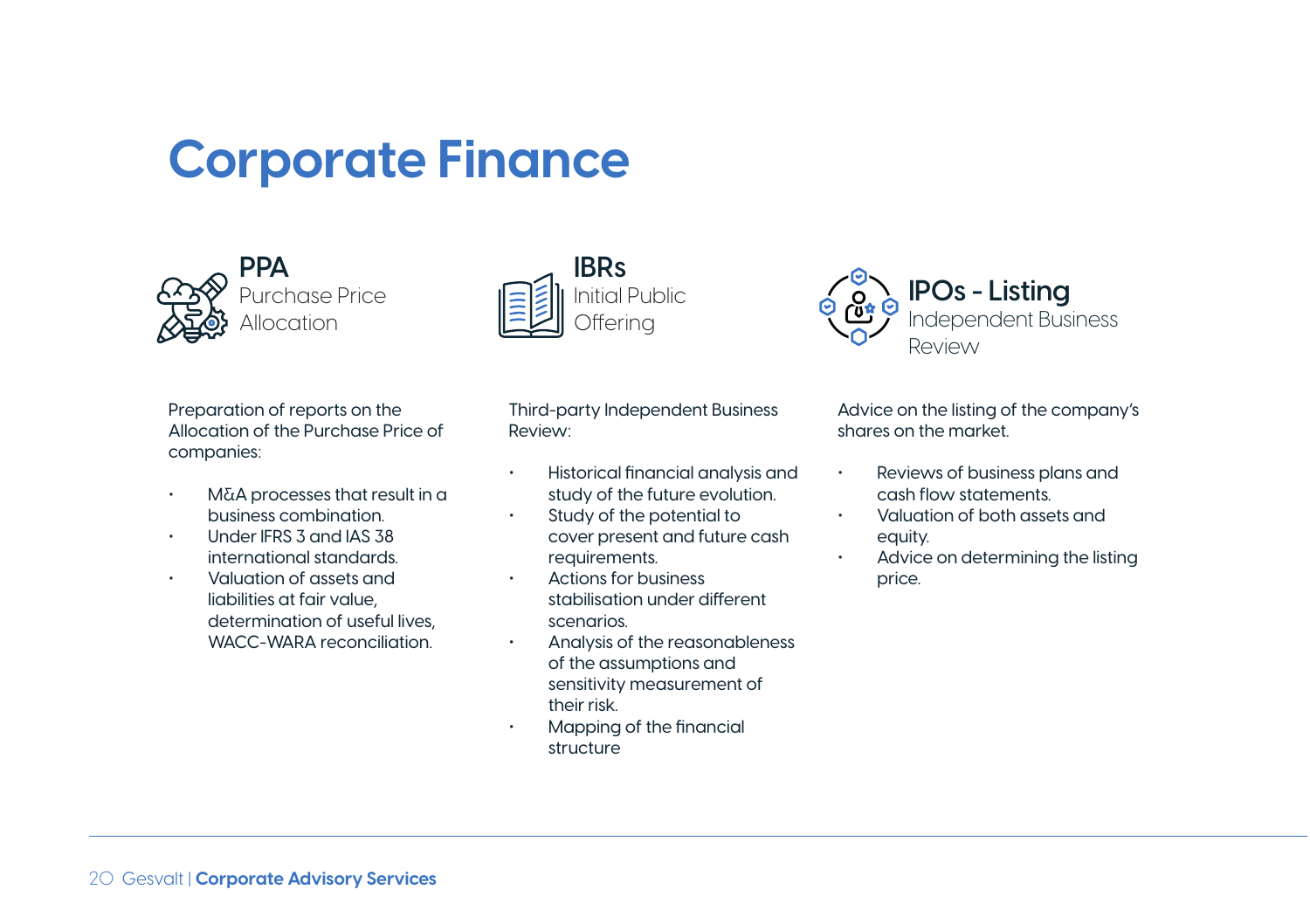# Corporate Finance

## PPA
Purchase Price Allocation

Preparation of reports on the Allocation of the Purchase Price of companies:

- M&A processes that result in a business combination.
- Under IFRS 3 and IAS 38 international standards.
- Valuation of assets and liabilities at fair value, determination of useful lives, WACC-WARA reconciliation.

## IBRs
Initial Public Offering

Third-party Independent Business Review:

- Historical financial analysis and study of the future evolution.
- Study of the potential to cover present and future cash requirements.
- Actions for business stabilisation under different scenarios.
- Analysis of the reasonableness of the assumptions and sensitivity measurement of their risk.
- Mapping of the financial structure

## IPOs - Listing
Independent Business Review

Advice on the listing of the company's shares on the market.

- Reviews of business plans and cash flow statements.
- Valuation of both assets and equity.
- Advice on determining the listing price.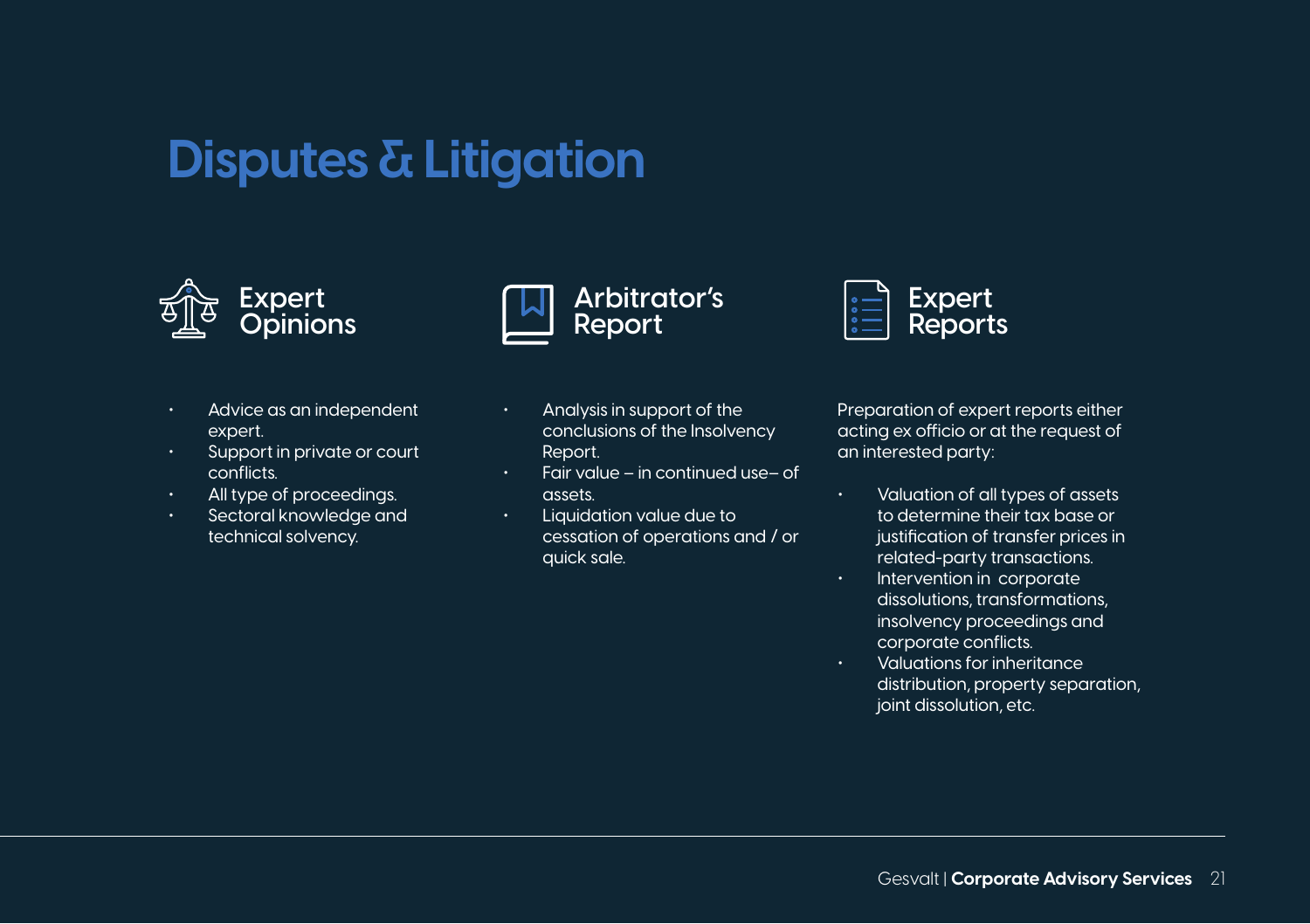# Disputes & Litigation

## Expert Opinions

- Advice as an independent expert.
- Support in private or court conflicts.
- All type of proceedings.
- Sectoral knowledge and technical solvency.

## Arbitrator's Report

- Analysis in support of the conclusions of the Insolvency Report.
- Fair value – in continued use– of assets.
- Liquidation value due to cessation of operations and / or quick sale.

## Expert Reports

Preparation of expert reports either acting ex officio or at the request of an interested party:

- Valuation of all types of assets to determine their tax base or justification of transfer prices in related-party transactions.
- Intervention in corporate dissolutions, transformations, insolvency proceedings and corporate conflicts.
- Valuations for inheritance distribution, property separation, joint dissolution, etc.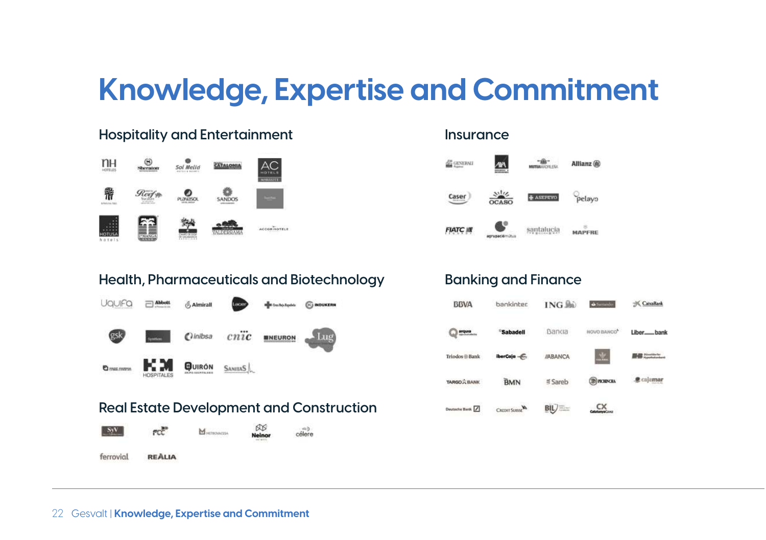# Knowledge, Expertise and Commitment

## Hospitality and Entertainment

## Insurance

## Health, Pharmaceuticals and Biotechnology

## Banking and Finance

## Real Estate Development and Construction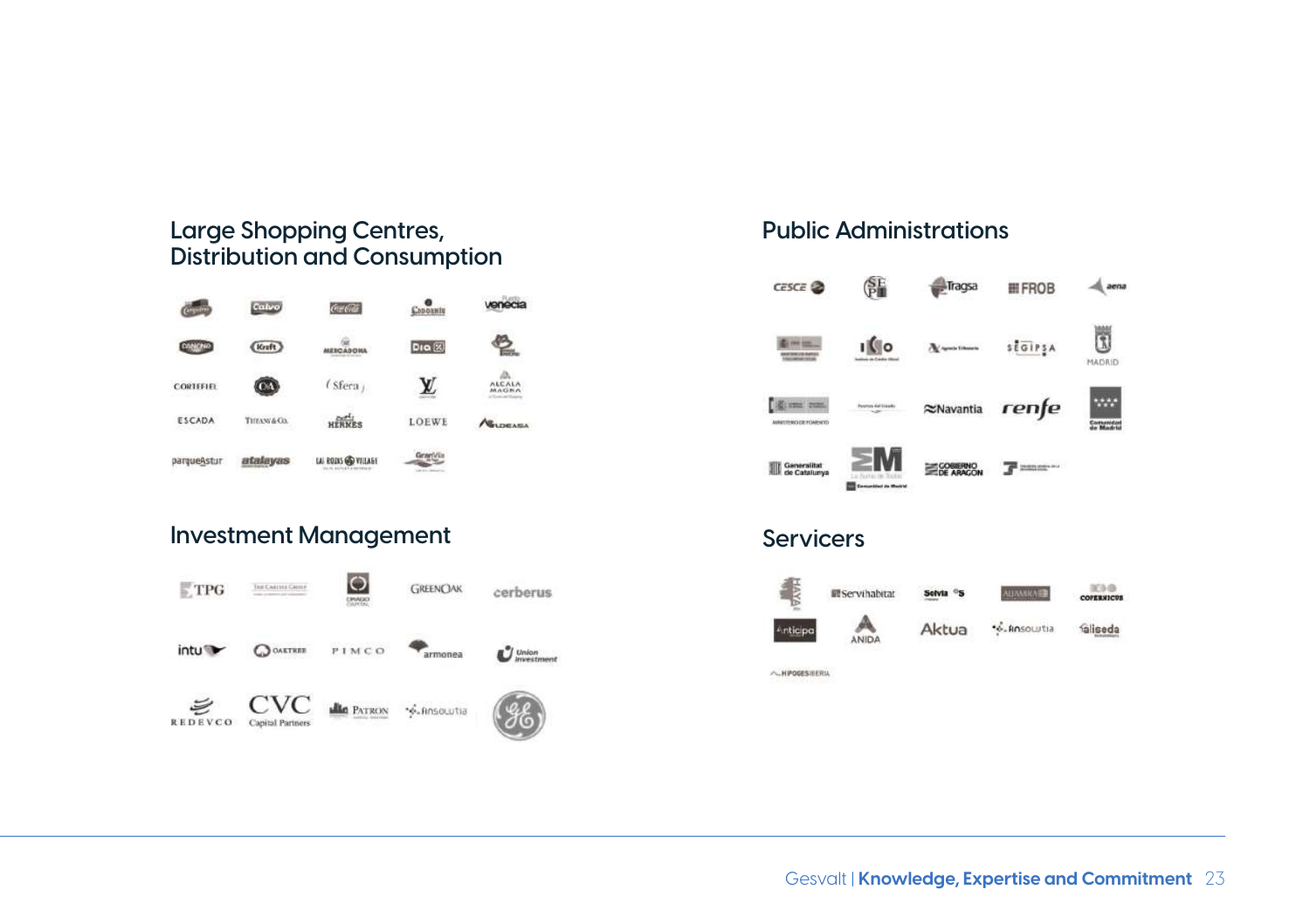## Large Shopping Centres, Distribution and Consumption

## Investment Management

## Public Administrations

## Servicers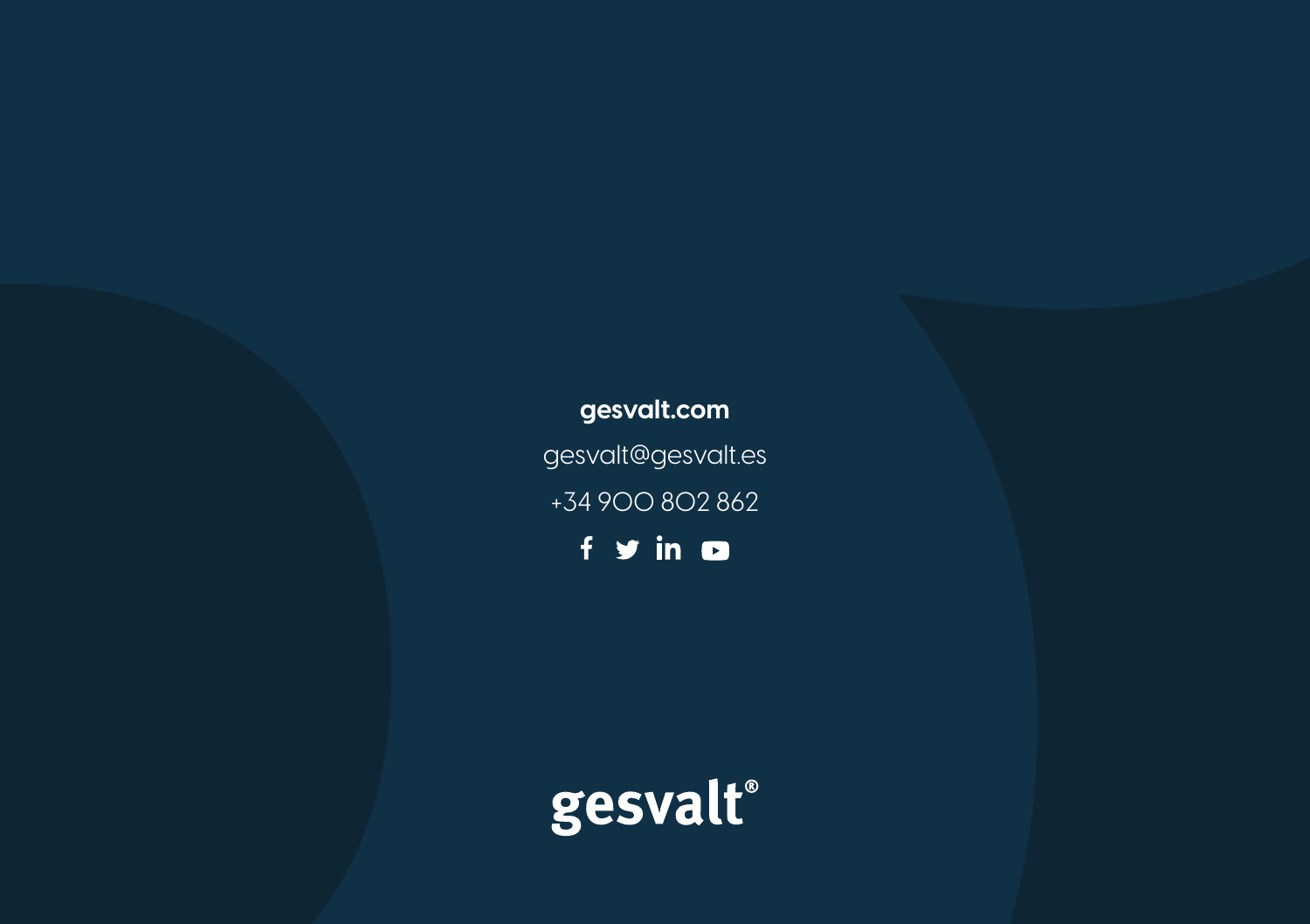**gesvalt.com**

gesvalt@gesvalt.es

+34 900 802 862

gesvalt®